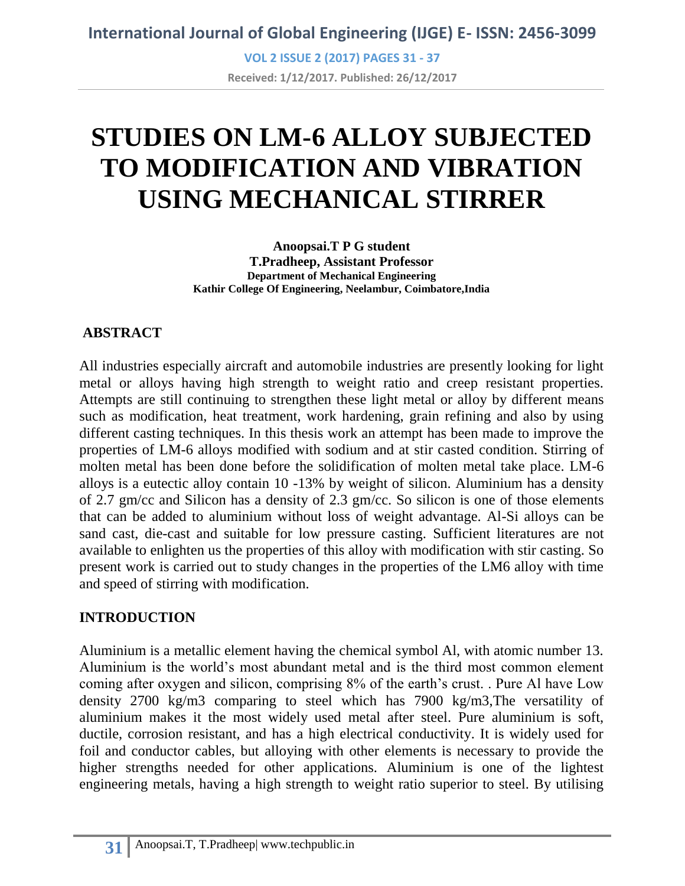# STUDIES ON LM-6 ALLOY SUBJECTED TO MODIFICATION AND VIBRATION USING MECHANICAL STIRRER

**Anoopsai.T P G student**
**T.Pradheep, Assistant Professor**
**Department of Mechanical Engineering**
**Kathir College Of Engineering, Neelambur, Coimbatore,India**

## ABSTRACT

All industries especially aircraft and automobile industries are presently looking for light metal or alloys having high strength to weight ratio and creep resistant properties. Attempts are still continuing to strengthen these light metal or alloy by different means such as modification, heat treatment, work hardening, grain refining and also by using different casting techniques. In this thesis work an attempt has been made to improve the properties of LM-6 alloys modified with sodium and at stir casted condition. Stirring of molten metal has been done before the solidification of molten metal take place. LM-6 alloys is a eutectic alloy contain 10 -13% by weight of silicon. Aluminium has a density of 2.7 gm/cc and Silicon has a density of 2.3 gm/cc. So silicon is one of those elements that can be added to aluminium without loss of weight advantage. Al-Si alloys can be sand cast, die-cast and suitable for low pressure casting. Sufficient literatures are not available to enlighten us the properties of this alloy with modification with stir casting. So present work is carried out to study changes in the properties of the LM6 alloy with time and speed of stirring with modification.

## INTRODUCTION

Aluminium is a metallic element having the chemical symbol Al, with atomic number 13. Aluminium is the world's most abundant metal and is the third most common element coming after oxygen and silicon, comprising 8% of the earth's crust. . Pure Al have Low density 2700 kg/m3 comparing to steel which has 7900 kg/m3,The versatility of aluminium makes it the most widely used metal after steel. Pure aluminium is soft, ductile, corrosion resistant, and has a high electrical conductivity. It is widely used for foil and conductor cables, but alloying with other elements is necessary to provide the higher strengths needed for other applications. Aluminium is one of the lightest engineering metals, having a high strength to weight ratio superior to steel. By utilising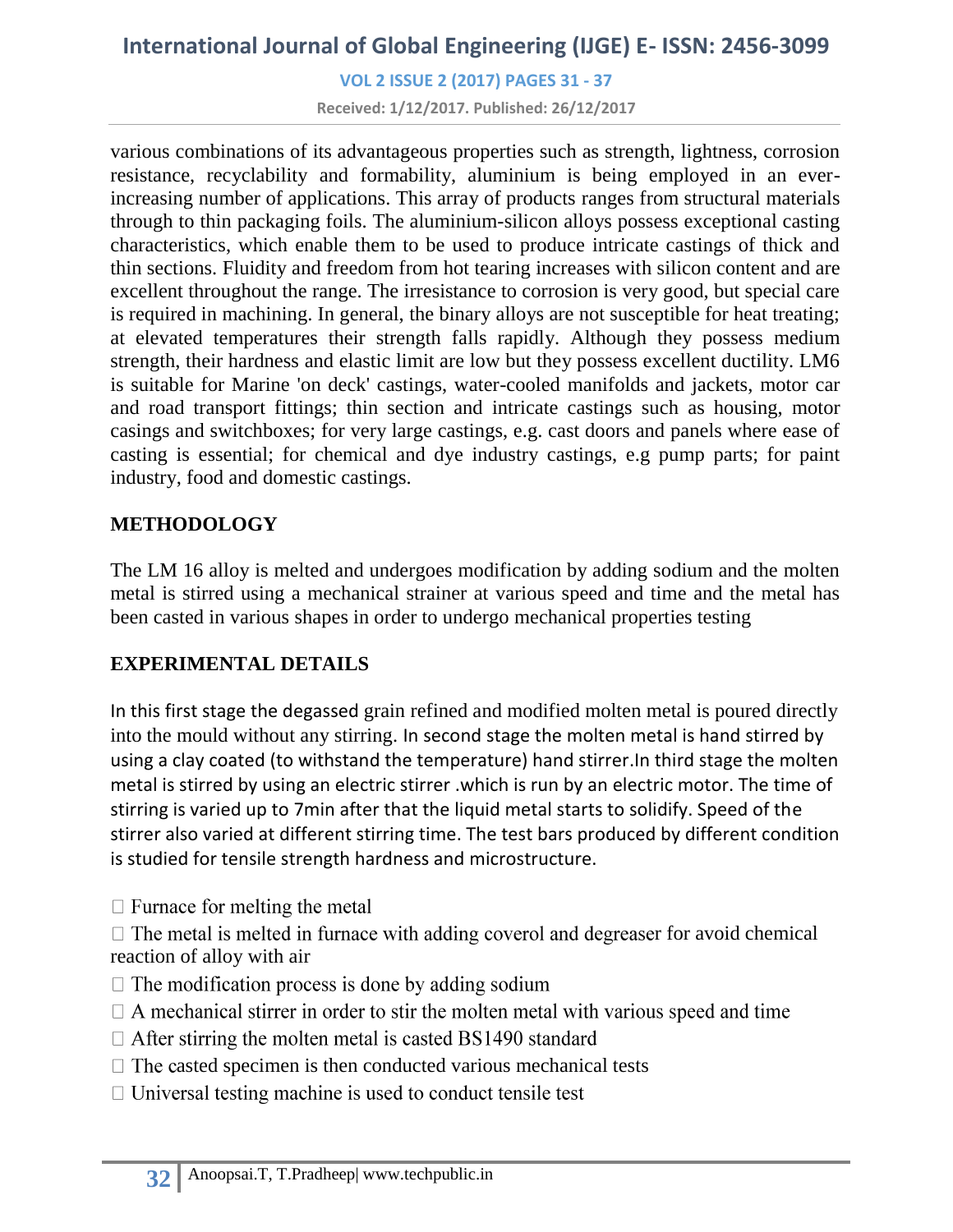various combinations of its advantageous properties such as strength, lightness, corrosion resistance, recyclability and formability, aluminium is being employed in an ever-increasing number of applications. This array of products ranges from structural materials through to thin packaging foils. The aluminium-silicon alloys possess exceptional casting characteristics, which enable them to be used to produce intricate castings of thick and thin sections. Fluidity and freedom from hot tearing increases with silicon content and are excellent throughout the range. The irresistance to corrosion is very good, but special care is required in machining. In general, the binary alloys are not susceptible for heat treating; at elevated temperatures their strength falls rapidly. Although they possess medium strength, their hardness and elastic limit are low but they possess excellent ductility. LM6 is suitable for Marine 'on deck' castings, water-cooled manifolds and jackets, motor car and road transport fittings; thin section and intricate castings such as housing, motor casings and switchboxes; for very large castings, e.g. cast doors and panels where ease of casting is essential; for chemical and dye industry castings, e.g pump parts; for paint industry, food and domestic castings.

## METHODOLOGY

The LM 16 alloy is melted and undergoes modification by adding sodium and the molten metal is stirred using a mechanical strainer at various speed and time and the metal has been casted in various shapes in order to undergo mechanical properties testing

## EXPERIMENTAL DETAILS

In this first stage the degassed grain refined and modified molten metal is poured directly into the mould without any stirring. In second stage the molten metal is hand stirred by using a clay coated (to withstand the temperature) hand stirrer.In third stage the molten metal is stirred by using an electric stirrer .which is run by an electric motor. The time of stirring is varied up to 7min after that the liquid metal starts to solidify. Speed of the stirrer also varied at different stirring time. The test bars produced by different condition is studied for tensile strength hardness and microstructure.

- Furnace for melting the metal
- The metal is melted in furnace with adding coverol and degreaser for avoid chemical reaction of alloy with air
- The modification process is done by adding sodium
- A mechanical stirrer in order to stir the molten metal with various speed and time
- After stirring the molten metal is casted BS1490 standard
- The casted specimen is then conducted various mechanical tests
- Universal testing machine is used to conduct tensile test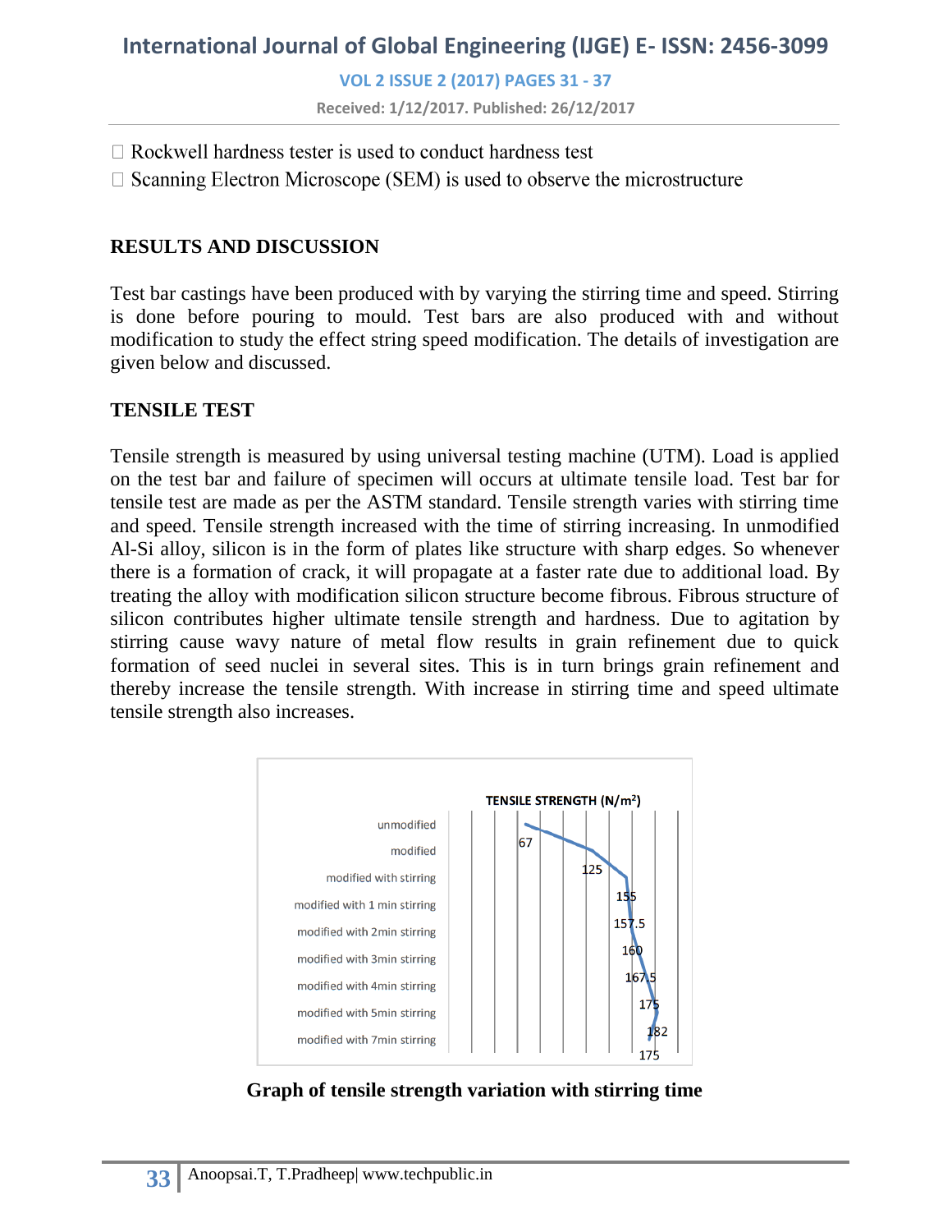- Rockwell hardness tester is used to conduct hardness test
- Scanning Electron Microscope (SEM) is used to observe the microstructure

## RESULTS AND DISCUSSION

Test bar castings have been produced with by varying the stirring time and speed. Stirring is done before pouring to mould. Test bars are also produced with and without modification to study the effect string speed modification. The details of investigation are given below and discussed.

## TENSILE TEST

Tensile strength is measured by using universal testing machine (UTM). Load is applied on the test bar and failure of specimen will occurs at ultimate tensile load. Test bar for tensile test are made as per the ASTM standard. Tensile strength varies with stirring time and speed. Tensile strength increased with the time of stirring increasing. In unmodified Al-Si alloy, silicon is in the form of plates like structure with sharp edges. So whenever there is a formation of crack, it will propagate at a faster rate due to additional load. By treating the alloy with modification silicon structure become fibrous. Fibrous structure of silicon contributes higher ultimate tensile strength and hardness. Due to agitation by stirring cause wavy nature of metal flow results in grain refinement due to quick formation of seed nuclei in several sites. This is in turn brings grain refinement and thereby increase the tensile strength. With increase in stirring time and speed ultimate tensile strength also increases.

| | TENSILE STRENGTH ($N/m^2$) |
|---|---|
| unmodified | 67 |
| modified | 125 |
| modified with stirring | 155 |
| modified with 1 min stirring | 157.5 |
| modified with 2min stirring | 160 |
| modified with 3min stirring | 167.5 |
| modified with 4min stirring | 175 |
| modified with 5min stirring | 182 |
| modified with 7min stirring | 175 |

**Graph of tensile strength variation with stirring time**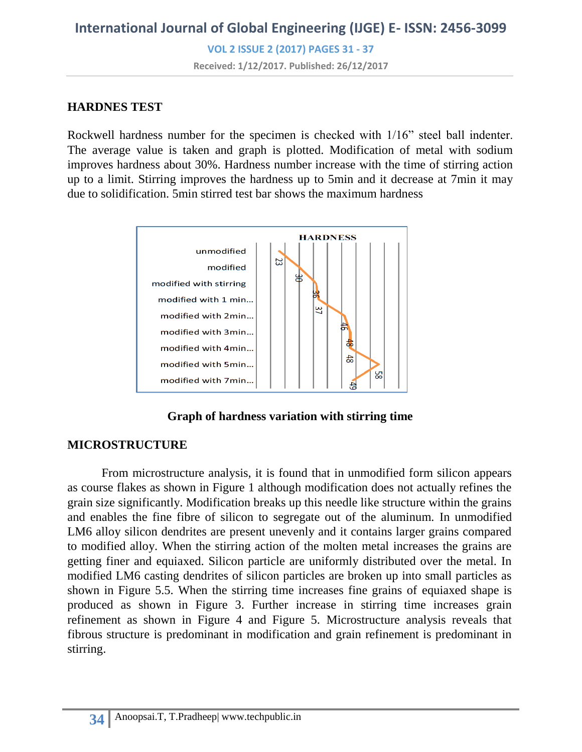## HARDNES TEST

Rockwell hardness number for the specimen is checked with 1/16" steel ball indenter. The average value is taken and graph is plotted. Modification of metal with sodium improves hardness about 30%. Hardness number increase with the time of stirring action up to a limit. Stirring improves the hardness up to 5min and it decrease at 7min it may due to solidification. 5min stirred test bar shows the maximum hardness

**Graph of hardness variation with stirring time**

## MICROSTRUCTURE

From microstructure analysis, it is found that in unmodified form silicon appears as course flakes as shown in Figure 1 although modification does not actually refines the grain size significantly. Modification breaks up this needle like structure within the grains and enables the fine fibre of silicon to segregate out of the aluminum. In unmodified LM6 alloy silicon dendrites are present unevenly and it contains larger grains compared to modified alloy. When the stirring action of the molten metal increases the grains are getting finer and equiaxed. Silicon particle are uniformly distributed over the metal. In modified LM6 casting dendrites of silicon particles are broken up into small particles as shown in Figure 5.5. When the stirring time increases fine grains of equiaxed shape is produced as shown in Figure 3. Further increase in stirring time increases grain refinement as shown in Figure 4 and Figure 5. Microstructure analysis reveals that fibrous structure is predominant in modification and grain refinement is predominant in stirring.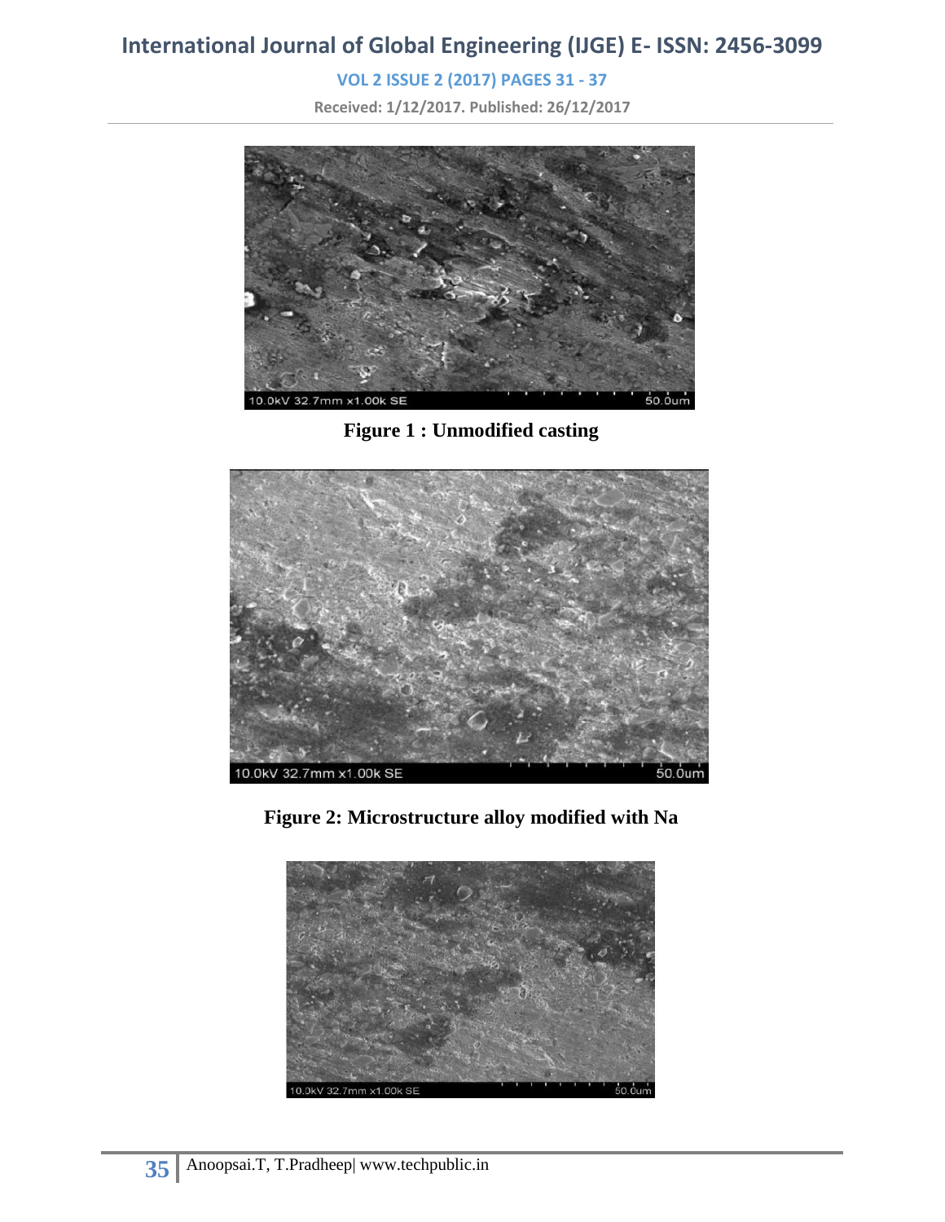Figure 1 : Unmodified casting

Figure 2: Microstructure alloy modified with Na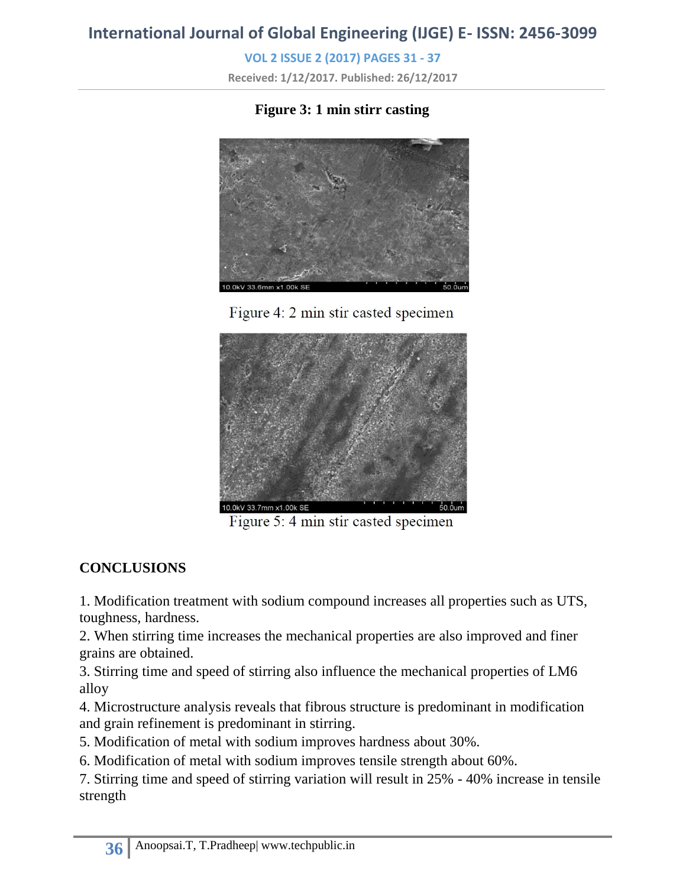**Figure 3: 1 min stirr casting**

Figure 4: 2 min stir casted specimen

Figure 5: 4 min stir casted specimen

## CONCLUSIONS

1. Modification treatment with sodium compound increases all properties such as UTS, toughness, hardness.
2. When stirring time increases the mechanical properties are also improved and finer grains are obtained.
3. Stirring time and speed of stirring also influence the mechanical properties of LM6 alloy
4. Microstructure analysis reveals that fibrous structure is predominant in modification and grain refinement is predominant in stirring.
5. Modification of metal with sodium improves hardness about 30%.
6. Modification of metal with sodium improves tensile strength about 60%.
7. Stirring time and speed of stirring variation will result in 25% - 40% increase in tensile strength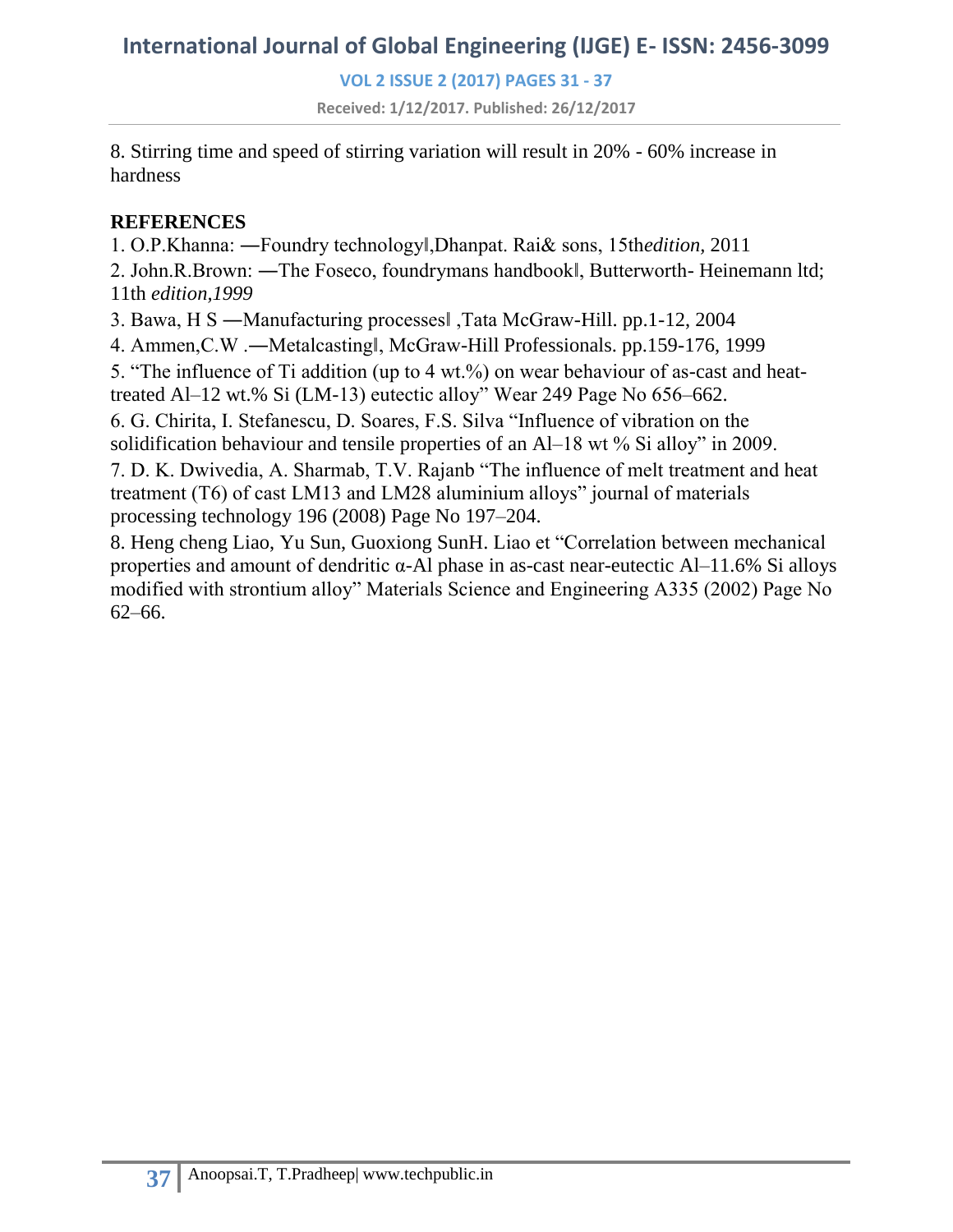8. Stirring time and speed of stirring variation will result in 20% - 60% increase in hardness

## REFERENCES

1. O.P.Khanna: ―Foundry technology‖,Dhanpat. Rai& sons, 15th*edition,* 2011
2. John.R.Brown: ―The Foseco, foundrymans handbook‖, Butterworth- Heinemann ltd; 11th *edition,1999*
3. Bawa, H S ―Manufacturing processes‖ ,Tata McGraw-Hill. pp.1-12, 2004
4. Ammen,C.W .―Metalcasting‖, McGraw-Hill Professionals. pp.159-176, 1999
5. "The influence of Ti addition (up to 4 wt.%) on wear behaviour of as-cast and heat-treated Al–12 wt.% Si (LM-13) eutectic alloy" Wear 249 Page No 656–662.
6. G. Chirita, I. Stefanescu, D. Soares, F.S. Silva "Influence of vibration on the solidification behaviour and tensile properties of an Al–18 wt % Si alloy" in 2009.
7. D. K. Dwivedia, A. Sharmab, T.V. Rajanb "The influence of melt treatment and heat treatment (T6) of cast LM13 and LM28 aluminium alloys" journal of materials processing technology 196 (2008) Page No 197–204.
8. Heng cheng Liao, Yu Sun, Guoxiong SunH. Liao et "Correlation between mechanical properties and amount of dendritic α-Al phase in as-cast near-eutectic Al–11.6% Si alloys modified with strontium alloy" Materials Science and Engineering A335 (2002) Page No 62–66.